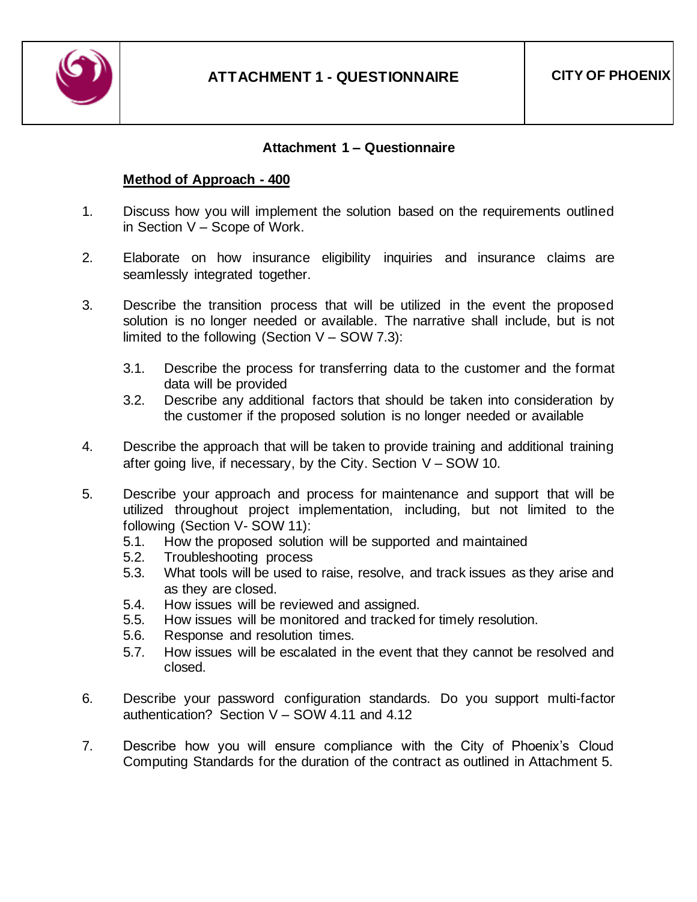# Attachment 1 – Questionnaire

**Method of Approach - 400**

1. Discuss how you will implement the solution based on the requirements outlined in Section V – Scope of Work.

2. Elaborate on how insurance eligibility inquiries and insurance claims are seamlessly integrated together.

3. Describe the transition process that will be utilized in the event the proposed solution is no longer needed or available. The narrative shall include, but is not limited to the following (Section V – SOW 7.3):

   3.1. Describe the process for transferring data to the customer and the format data will be provided

   3.2. Describe any additional factors that should be taken into consideration by the customer if the proposed solution is no longer needed or available

4. Describe the approach that will be taken to provide training and additional training after going live, if necessary, by the City. Section V – SOW 10.

5. Describe your approach and process for maintenance and support that will be utilized throughout project implementation, including, but not limited to the following (Section V- SOW 11):

   5.1. How the proposed solution will be supported and maintained

   5.2. Troubleshooting process

   5.3. What tools will be used to raise, resolve, and track issues as they arise and as they are closed.

   5.4. How issues will be reviewed and assigned.

   5.5. How issues will be monitored and tracked for timely resolution.

   5.6. Response and resolution times.

   5.7. How issues will be escalated in the event that they cannot be resolved and closed.

6. Describe your password configuration standards. Do you support multi-factor authentication? Section V – SOW 4.11 and 4.12

7. Describe how you will ensure compliance with the City of Phoenix's Cloud Computing Standards for the duration of the contract as outlined in Attachment 5.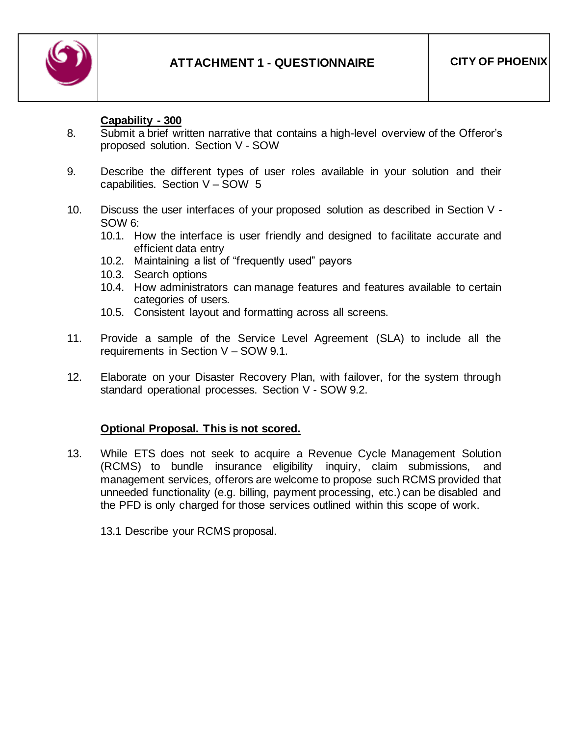**Capability - 300**

8. Submit a brief written narrative that contains a high-level overview of the Offeror's proposed solution. Section V - SOW

9. Describe the different types of user roles available in your solution and their capabilities. Section V – SOW 5

10. Discuss the user interfaces of your proposed solution as described in Section V - SOW 6:
    - 10.1. How the interface is user friendly and designed to facilitate accurate and efficient data entry
    - 10.2. Maintaining a list of "frequently used" payors
    - 10.3. Search options
    - 10.4. How administrators can manage features and features available to certain categories of users.
    - 10.5. Consistent layout and formatting across all screens.

11. Provide a sample of the Service Level Agreement (SLA) to include all the requirements in Section V – SOW 9.1.

12. Elaborate on your Disaster Recovery Plan, with failover, for the system through standard operational processes. Section V - SOW 9.2.

**Optional Proposal. This is not scored.**

13. While ETS does not seek to acquire a Revenue Cycle Management Solution (RCMS) to bundle insurance eligibility inquiry, claim submissions, and management services, offerors are welcome to propose such RCMS provided that unneeded functionality (e.g. billing, payment processing, etc.) can be disabled and the PFD is only charged for those services outlined within this scope of work.

    13.1 Describe your RCMS proposal.